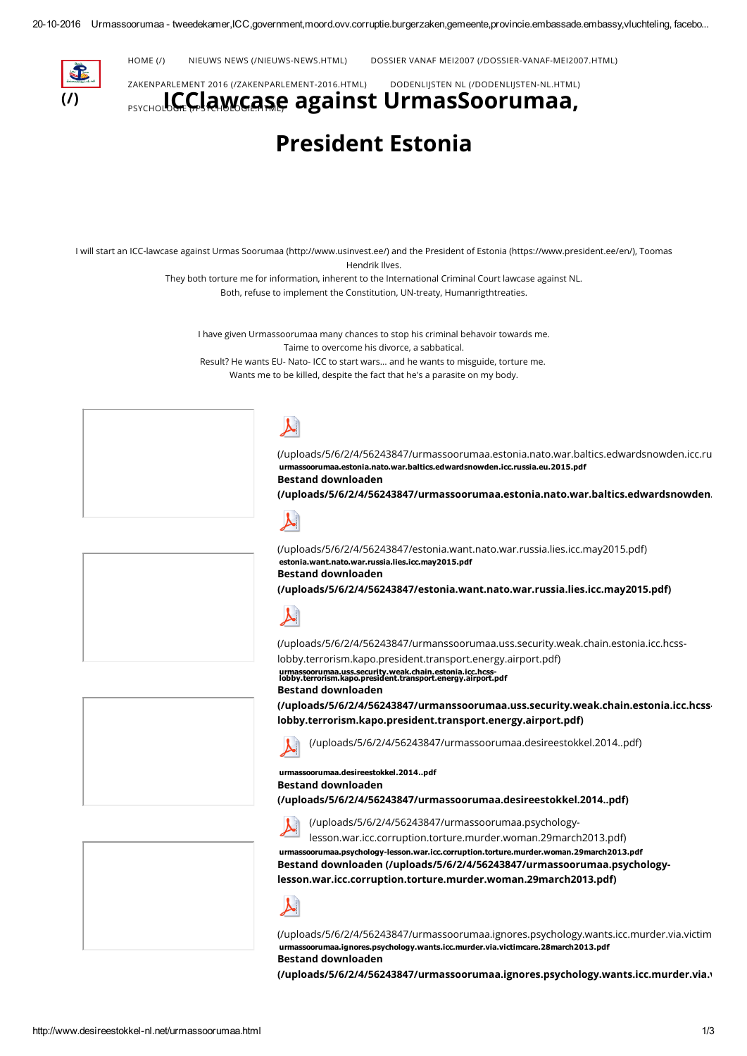HOME (/) NIEUWS NEWS (/NIEUWS-NEWS.HTML) DOSSIER VANAF MEI2007 (/DOSSIER-VANAF-MEI2007.HTML) ZAKENPARLEMENT 2016 (/ZAKENPARLEMENT-2016.HTML) DODENLIJSTEN NL (/DODENLIJSTEN-NL.HTML) PSYCHOLOGIE (/PSYCHOLOGIE.HTML)

# ICClawcase against UrmasSoorumaa, President Estonia

I will start an ICC-lawcase against Urmas Soorumaa (http://www.usinvest.ee/) and the President of Estonia (https://www.president.ee/en/), Toomas Hendrik Ilves.
They both torture me for information, inherent to the International Criminal Court lawcase against NL.
Both, refuse to implement the Constitution, UN-treaty, Humanrigthtreaties.

I have given Urmassoorumaa many chances to stop his criminal behavoir towards me.
Taime to overcome his divorce, a sabbatical.
Result? He wants EU- Nato- ICC to start wars... and he wants to misguide, torture me.
Wants me to be killed, despite the fact that he's a parasite on my body.

(/uploads/5/6/2/4/56243847/urmassoorumaa.estonia.nato.war.baltics.edwardsnowden.icc.ru
urmassoorumaa.estonia.nato.war.baltics.edwardsnowden.icc.russia.eu.2015.pdf
**Bestand downloaden (/uploads/5/6/2/4/56243847/urmassoorumaa.estonia.nato.war.baltics.edwardsnowden.**

(/uploads/5/6/2/4/56243847/estonia.want.nato.war.russia.lies.icc.may2015.pdf)
estonia.want.nato.war.russia.lies.icc.may2015.pdf
**Bestand downloaden (/uploads/5/6/2/4/56243847/estonia.want.nato.war.russia.lies.icc.may2015.pdf)**

(/uploads/5/6/2/4/56243847/urmanssoorumaa.uss.security.weak.chain.estonia.icc.hcss-lobby.terrorism.kapo.president.transport.energy.airport.pdf)
urmassoorumaa.uss.security.weak.chain.estonia.icc.hcss-lobby.terrorism.kapo.president.transport.energy.airport.pdf
**Bestand downloaden (/uploads/5/6/2/4/56243847/urmanssoorumaa.uss.security.weak.chain.estonia.icc.hcss-lobby.terrorism.kapo.president.transport.energy.airport.pdf)**

(/uploads/5/6/2/4/56243847/urmassoorumaa.desireestokkel.2014..pdf)
urmassoorumaa.desireestokkel.2014..pdf
**Bestand downloaden (/uploads/5/6/2/4/56243847/urmassoorumaa.desireestokkel.2014..pdf)**

(/uploads/5/6/2/4/56243847/urmassoorumaa.psychology-lesson.war.icc.corruption.torture.murder.woman.29march2013.pdf)
urmassoorumaa.psychology-lesson.war.icc.corruption.torture.murder.woman.29march2013.pdf
**Bestand downloaden (/uploads/5/6/2/4/56243847/urmassoorumaa.psychology-lesson.war.icc.corruption.torture.murder.woman.29march2013.pdf)**

(/uploads/5/6/2/4/56243847/urmassoorumaa.ignores.psychology.wants.icc.murder.via.victim
urmassoorumaa.ignores.psychology.wants.icc.murder.via.victimcare.28march2013.pdf
**Bestand downloaden (/uploads/5/6/2/4/56243847/urmassoorumaa.ignores.psychology.wants.icc.murder.via.**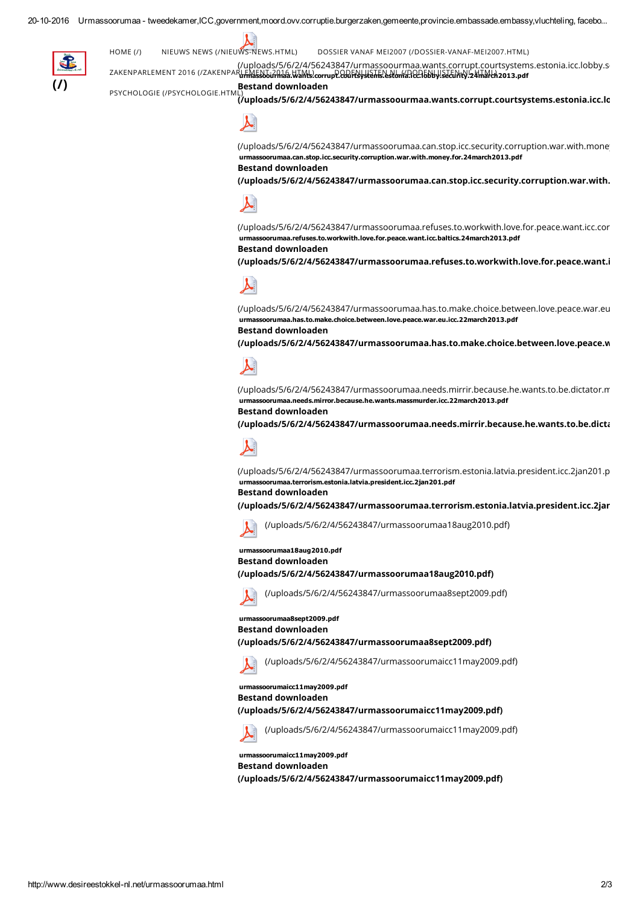HOME (/) NIEUWS NEWS (/NIEUWS-NEWS.HTML) DOSSIER VANAF MEI2007 (/DOSSIER-VANAF-MEI2007.HTML)

ZAKENPARLEMENT 2016 (/ZAKENPARLEMENT-2016.HTML) DODENLIJSTEN NL (/DODENLIJSTEN-NL.HTML)

PSYCHOLOGIE (/PSYCHOLOGIE.HTML)

(/)

(/uploads/5/6/2/4/56243847/urmassoourmaa.wants.corrupt.courtsystems.estonia.icc.lobby.s

urmassoourmaa.wants.corrupt.courtsystems.estonia.icc.lobby.security.24march2013.pdf

**Bestand downloaden**

**(/uploads/5/6/2/4/56243847/urmassoourmaa.wants.corrupt.courtsystems.estonia.icc.lo**

(/uploads/5/6/2/4/56243847/urmassoorumaa.can.stop.icc.security.corruption.war.with.mone

urmassoorumaa.can.stop.icc.security.corruption.war.with.money.for.24march2013.pdf

**Bestand downloaden**

**(/uploads/5/6/2/4/56243847/urmassoorumaa.can.stop.icc.security.corruption.war.with.**

(/uploads/5/6/2/4/56243847/urmassoorumaa.refuses.to.workwith.love.for.peace.want.icc.cor

urmassoorumaa.refuses.to.workwith.love.for.peace.want.icc.baltics.24march2013.pdf

**Bestand downloaden**

**(/uploads/5/6/2/4/56243847/urmassoorumaa.refuses.to.workwith.love.for.peace.want.i**

(/uploads/5/6/2/4/56243847/urmassoorumaa.has.to.make.choice.between.love.peace.war.eu

urmassoorumaa.has.to.make.choice.between.love.peace.war.eu.icc.22march2013.pdf

**Bestand downloaden**

**(/uploads/5/6/2/4/56243847/urmassoorumaa.has.to.make.choice.between.love.peace.w**

(/uploads/5/6/2/4/56243847/urmassoorumaa.needs.mirrir.because.he.wants.to.be.dictator.m

urmassoorumaa.needs.mirror.because.he.wants.massmurder.icc.22march2013.pdf

**Bestand downloaden**

**(/uploads/5/6/2/4/56243847/urmassoorumaa.needs.mirrir.because.he.wants.to.be.dicta**

(/uploads/5/6/2/4/56243847/urmassoorumaa.terrorism.estonia.latvia.president.icc.2jan201.p

urmassoorumaa.terrorism.estonia.latvia.president.icc.2jan201.pdf

**Bestand downloaden**

**(/uploads/5/6/2/4/56243847/urmassoorumaa.terrorism.estonia.latvia.president.icc.2jar**

(/uploads/5/6/2/4/56243847/urmassoorumaa18aug2010.pdf)

urmassoorumaa18aug2010.pdf

**Bestand downloaden**

**(/uploads/5/6/2/4/56243847/urmassoorumaa18aug2010.pdf)**

(/uploads/5/6/2/4/56243847/urmassoorumaa8sept2009.pdf)

urmassoorumaa8sept2009.pdf

**Bestand downloaden**

**(/uploads/5/6/2/4/56243847/urmassoorumaa8sept2009.pdf)**

(/uploads/5/6/2/4/56243847/urmassoorumaicc11may2009.pdf)

urmassoorumaicc11may2009.pdf

**Bestand downloaden**

**(/uploads/5/6/2/4/56243847/urmassoorumaicc11may2009.pdf)**

(/uploads/5/6/2/4/56243847/urmassoorumaicc11may2009.pdf)

urmassoorumaicc11may2009.pdf

**Bestand downloaden**

**(/uploads/5/6/2/4/56243847/urmassoorumaicc11may2009.pdf)**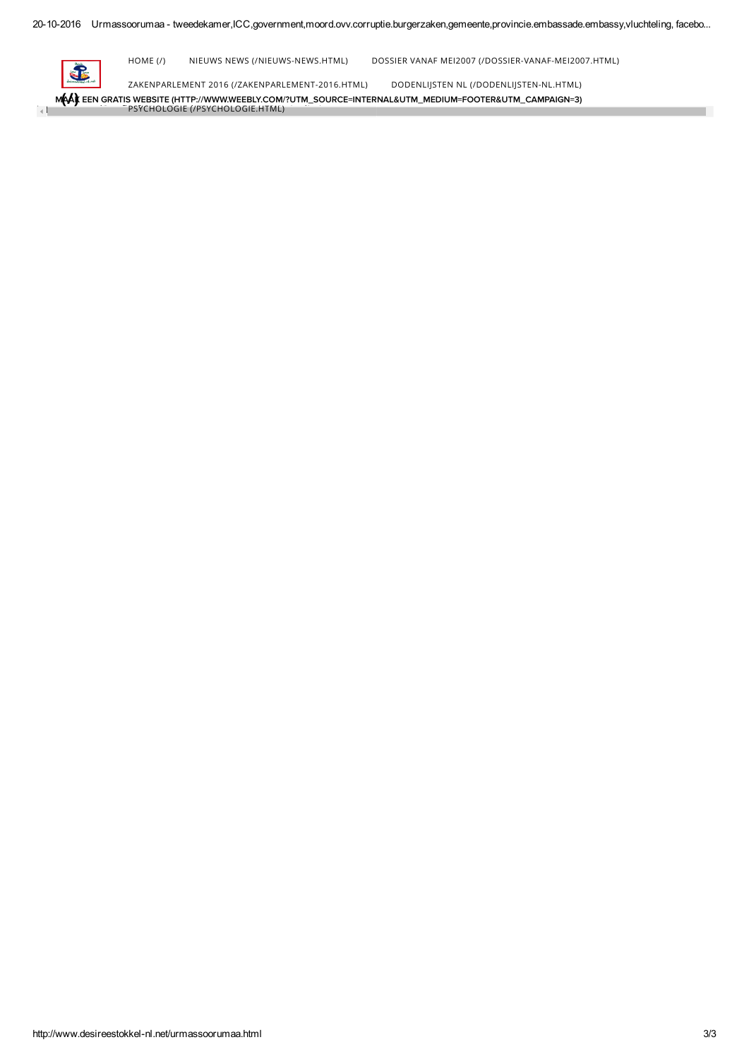HOME (/) NIEUWS NEWS (/NIEUWS-NEWS.HTML) DOSSIER VANAF MEI2007 (/DOSSIER-VANAF-MEI2007.HTML)

ZAKENPARLEMENT 2016 (/ZAKENPARLEMENT-2016.HTML) DODENLIJSTEN NL (/DODENLIJSTEN-NL.HTML)

PSYCHOLOGIE (/PSYCHOLOGIE.HTML)

(/)

**MAAK EEN GRATIS WEBSITE (HTTP://WWW.WEEBLY.COM/?UTM_SOURCE=INTERNAL&UTM_MEDIUM=FOOTER&UTM_CAMPAIGN=3)**